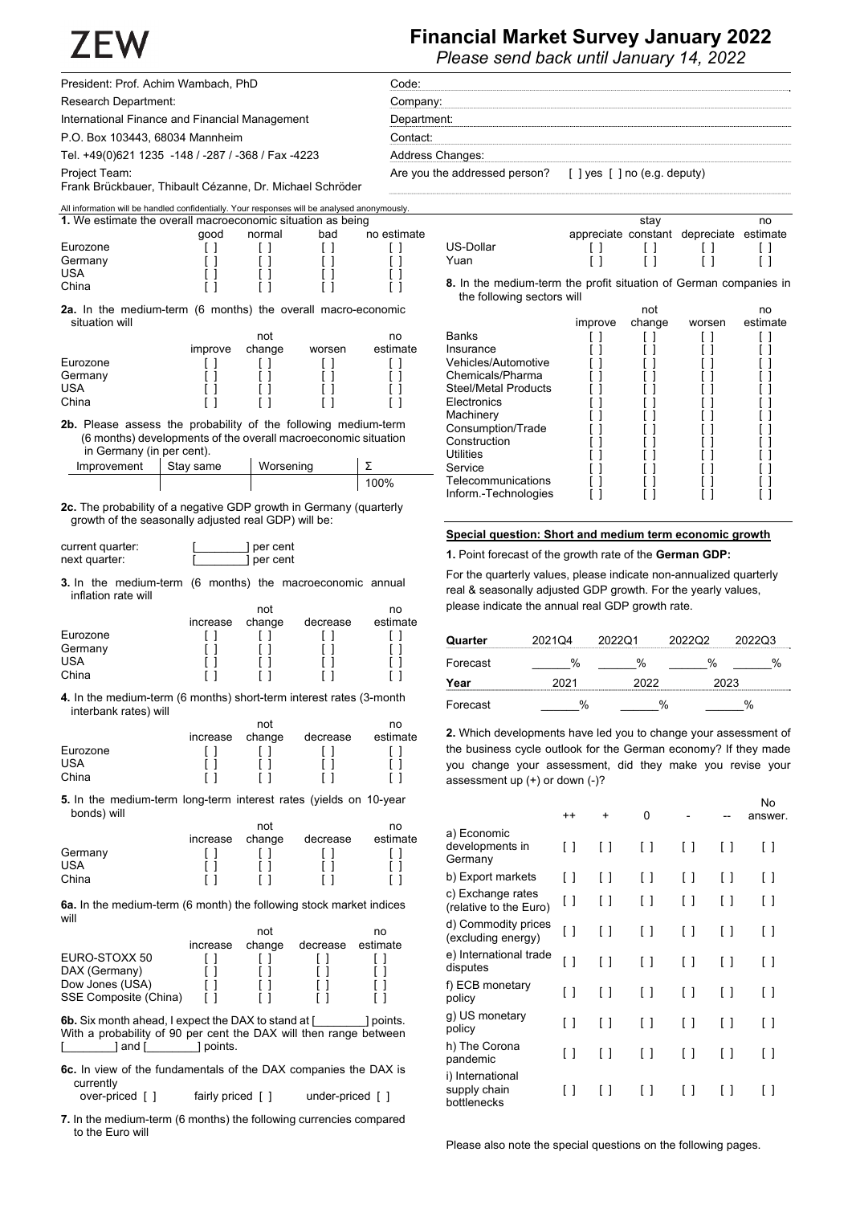# ZEW

# Financial Market Survey January 2022

*Please send back until January 14, 2022*

President: Prof. Achim Wambach, PhD
Research Department:
International Finance and Financial Management
P.O. Box 103443, 68034 Mannheim
Tel. +49(0)621 1235 -148 / -287 / -368 / Fax -4223
Project Team:
Frank Brückbauer, Thibault Cézanne, Dr. Michael Schröder

Code:
Company:
Department:
Contact:
Address Changes:
Are you the addressed person? [ ] yes [ ] no (e.g. deputy)

All information will be handled confidentially. Your responses will be analysed anonymously.

**1.** We estimate the overall macroeconomic situation as being

| | good | normal | bad | no estimate |
|---|---|---|---|---|
| Eurozone | [ ] | [ ] | [ ] | [ ] |
| Germany | [ ] | [ ] | [ ] | [ ] |
| USA | [ ] | [ ] | [ ] | [ ] |
| China | [ ] | [ ] | [ ] | [ ] |

**2a.** In the medium-term (6 months) the overall macro-economic situation will

| | improve | not change | worsen | no estimate |
|---|---|---|---|---|
| Eurozone | [ ] | [ ] | [ ] | [ ] |
| Germany | [ ] | [ ] | [ ] | [ ] |
| USA | [ ] | [ ] | [ ] | [ ] |
| China | [ ] | [ ] | [ ] | [ ] |

**2b.** Please assess the probability of the following medium-term (6 months) developments of the overall macroeconomic situation in Germany (in per cent).

| Improvement | Stay same | Worsening | Σ |
|---|---|---|---|
| | | | 100% |

**2c.** The probability of a negative GDP growth in Germany (quarterly growth of the seasonally adjusted real GDP) will be:

current quarter: [________] per cent
next quarter: [________] per cent

**3.** In the medium-term (6 months) the macroeconomic annual inflation rate will

| | increase | not change | decrease | no estimate |
|---|---|---|---|---|
| Eurozone | [ ] | [ ] | [ ] | [ ] |
| Germany | [ ] | [ ] | [ ] | [ ] |
| USA | [ ] | [ ] | [ ] | [ ] |
| China | [ ] | [ ] | [ ] | [ ] |

**4.** In the medium-term (6 months) short-term interest rates (3-month interbank rates) will

| | increase | not change | decrease | no estimate |
|---|---|---|---|---|
| Eurozone | [ ] | [ ] | [ ] | [ ] |
| USA | [ ] | [ ] | [ ] | [ ] |
| China | [ ] | [ ] | [ ] | [ ] |

**5.** In the medium-term long-term interest rates (yields on 10-year bonds) will

| | increase | not change | decrease | no estimate |
|---|---|---|---|---|
| Germany | [ ] | [ ] | [ ] | [ ] |
| USA | [ ] | [ ] | [ ] | [ ] |
| China | [ ] | [ ] | [ ] | [ ] |

**6a.** In the medium-term (6 month) the following stock market indices will

| | increase | not change | decrease | no estimate |
|---|---|---|---|---|
| EURO-STOXX 50 | [ ] | [ ] | [ ] | [ ] |
| DAX (Germany) | [ ] | [ ] | [ ] | [ ] |
| Dow Jones (USA) | [ ] | [ ] | [ ] | [ ] |
| SSE Composite (China) | [ ] | [ ] | [ ] | [ ] |

**6b.** Six month ahead, I expect the DAX to stand at [________] points. With a probability of 90 per cent the DAX will then range between [________] and [________] points.

**6c.** In view of the fundamentals of the DAX companies the DAX is currently
over-priced [ ] fairly priced [ ] under-priced [ ]

**7.** In the medium-term (6 months) the following currencies compared to the Euro will

| | appreciate | stay constant | depreciate | no estimate |
|---|---|---|---|---|
| US-Dollar | [ ] | [ ] | [ ] | [ ] |
| Yuan | [ ] | [ ] | [ ] | [ ] |

**8.** In the medium-term the profit situation of German companies in the following sectors will

| | improve | not change | worsen | no estimate |
|---|---|---|---|---|
| Banks | [ ] | [ ] | [ ] | [ ] |
| Insurance | [ ] | [ ] | [ ] | [ ] |
| Vehicles/Automotive | [ ] | [ ] | [ ] | [ ] |
| Chemicals/Pharma | [ ] | [ ] | [ ] | [ ] |
| Steel/Metal Products | [ ] | [ ] | [ ] | [ ] |
| Electronics | [ ] | [ ] | [ ] | [ ] |
| Machinery | [ ] | [ ] | [ ] | [ ] |
| Consumption/Trade | [ ] | [ ] | [ ] | [ ] |
| Construction | [ ] | [ ] | [ ] | [ ] |
| Utilities | [ ] | [ ] | [ ] | [ ] |
| Service | [ ] | [ ] | [ ] | [ ] |
| Telecommunications | [ ] | [ ] | [ ] | [ ] |
| Inform.-Technologies | [ ] | [ ] | [ ] | [ ] |

## Special question: Short and medium term economic growth

**1.** Point forecast of the growth rate of the **German GDP:**

For the quarterly values, please indicate non-annualized quarterly real & seasonally adjusted GDP growth. For the yearly values, please indicate the annual real GDP growth rate.

| Quarter | 2021Q4 | 2022Q1 | 2022Q2 | 2022Q3 |
|---|---|---|---|---|
| Forecast | ______% | ______% | ______% | ______% |

| Year | 2021 | 2022 | 2023 |
|---|---|---|---|
| Forecast | ______% | ______% | ______% |

**2.** Which developments have led you to change your assessment of the business cycle outlook for the German economy? If they made you change your assessment, did they make you revise your assessment up (+) or down (-)?

| | ++ | + | 0 | - | -- | No answer. |
|---|---|---|---|---|---|---|
| a) Economic developments in Germany | [ ] | [ ] | [ ] | [ ] | [ ] | [ ] |
| b) Export markets | [ ] | [ ] | [ ] | [ ] | [ ] | [ ] |
| c) Exchange rates (relative to the Euro) | [ ] | [ ] | [ ] | [ ] | [ ] | [ ] |
| d) Commodity prices (excluding energy) | [ ] | [ ] | [ ] | [ ] | [ ] | [ ] |
| e) International trade disputes | [ ] | [ ] | [ ] | [ ] | [ ] | [ ] |
| f) ECB monetary policy | [ ] | [ ] | [ ] | [ ] | [ ] | [ ] |
| g) US monetary policy | [ ] | [ ] | [ ] | [ ] | [ ] | [ ] |
| h) The Corona pandemic | [ ] | [ ] | [ ] | [ ] | [ ] | [ ] |
| i) International supply chain bottlenecks | [ ] | [ ] | [ ] | [ ] | [ ] | [ ] |

Please also note the special questions on the following pages.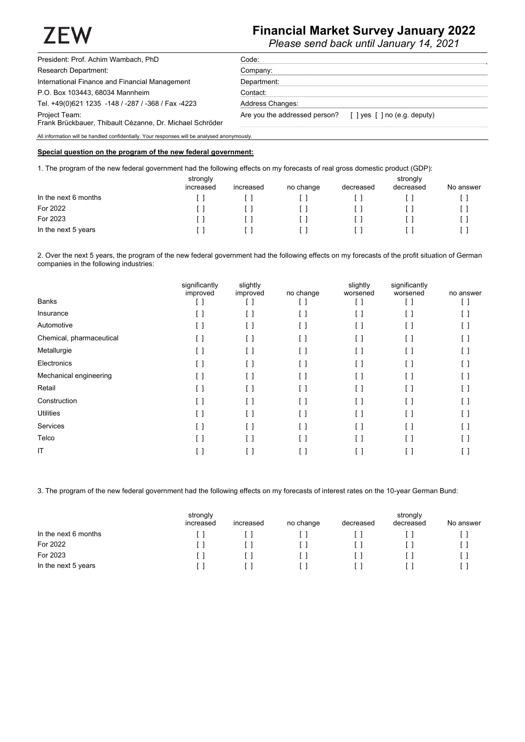# ZEW

## Financial Market Survey January 2022

*Please send back until January 14, 2021*

| | |
|---|---|
| President: Prof. Achim Wambach, PhD | Code: |
| Research Department: | Company: |
| International Finance and Financial Management | Department: |
| P.O. Box 103443, 68034 Mannheim | Contact: |
| Tel. +49(0)621 1235 -148 / -287 / -368 / Fax -4223 | Address Changes: |
| Project Team: Frank Brückbauer, Thibault Cézanne, Dr. Michael Schröder | Are you the addressed person? [ ] yes [ ] no (e.g. deputy) |

All information will be handled confidentially. Your responses will be analysed anonymously.

**Special question on the program of the new federal government:**

1. The program of the new federal government had the following effects on my forecasts of real gross domestic product (GDP):

| | strongly increased | increased | no change | decreased | strongly decreased | No answer |
|---|---|---|---|---|---|---|
| In the next 6 months | [ ] | [ ] | [ ] | [ ] | [ ] | [ ] |
| For 2022 | [ ] | [ ] | [ ] | [ ] | [ ] | [ ] |
| For 2023 | [ ] | [ ] | [ ] | [ ] | [ ] | [ ] |
| In the next 5 years | [ ] | [ ] | [ ] | [ ] | [ ] | [ ] |

2. Over the next 5 years, the program of the new federal government had the following effects on my forecasts of the profit situation of German companies in the following industries:

| | significantly improved | slightly improved | no change | slightly worsened | significantly worsened | no answer |
|---|---|---|---|---|---|---|
| Banks | [ ] | [ ] | [ ] | [ ] | [ ] | [ ] |
| Insurance | [ ] | [ ] | [ ] | [ ] | [ ] | [ ] |
| Automotive | [ ] | [ ] | [ ] | [ ] | [ ] | [ ] |
| Chemical, pharmaceutical | [ ] | [ ] | [ ] | [ ] | [ ] | [ ] |
| Metallurgie | [ ] | [ ] | [ ] | [ ] | [ ] | [ ] |
| Electronics | [ ] | [ ] | [ ] | [ ] | [ ] | [ ] |
| Mechanical engineering | [ ] | [ ] | [ ] | [ ] | [ ] | [ ] |
| Retail | [ ] | [ ] | [ ] | [ ] | [ ] | [ ] |
| Construction | [ ] | [ ] | [ ] | [ ] | [ ] | [ ] |
| Utilities | [ ] | [ ] | [ ] | [ ] | [ ] | [ ] |
| Services | [ ] | [ ] | [ ] | [ ] | [ ] | [ ] |
| Telco | [ ] | [ ] | [ ] | [ ] | [ ] | [ ] |
| IT | [ ] | [ ] | [ ] | [ ] | [ ] | [ ] |

3. The program of the new federal government had the following effects on my forecasts of interest rates on the 10-year German Bund:

| | strongly increased | increased | no change | decreased | strongly decreased | No answer |
|---|---|---|---|---|---|---|
| In the next 6 months | [ ] | [ ] | [ ] | [ ] | [ ] | [ ] |
| For 2022 | [ ] | [ ] | [ ] | [ ] | [ ] | [ ] |
| For 2023 | [ ] | [ ] | [ ] | [ ] | [ ] | [ ] |
| In the next 5 years | [ ] | [ ] | [ ] | [ ] | [ ] | [ ] |